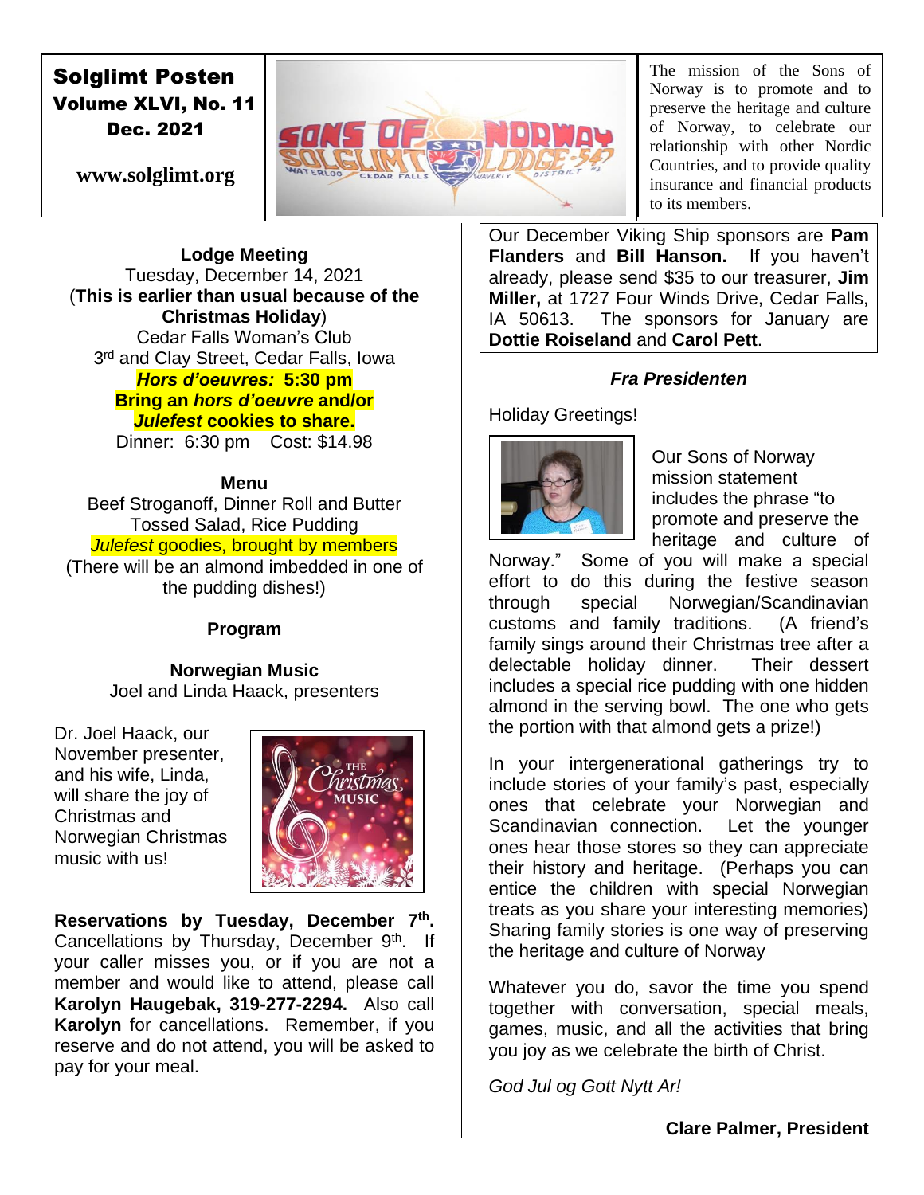# Solglimt Posten

**Volume XLVI, No. 11**
**Dec. 2021**

**www.solglimt.org**

The mission of the Sons of Norway is to promote and to preserve the heritage and culture of Norway, to celebrate our relationship with other Nordic Countries, and to provide quality insurance and financial products to its members.

**Lodge Meeting**
Tuesday, December 14, 2021
(**This is earlier than usual because of the Christmas Holiday**)
Cedar Falls Woman's Club
3rd and Clay Street, Cedar Falls, Iowa
***Hors d'oeuvres:* 5:30 pm**
**Bring an *hors d'oeuvre* and/or *Julefest* cookies to share.**
Dinner: 6:30 pm Cost: $14.98

**Menu**
Beef Stroganoff, Dinner Roll and Butter
Tossed Salad, Rice Pudding
*Julefest* goodies, brought by members
(There will be an almond imbedded in one of the pudding dishes!)

**Program**

**Norwegian Music**
Joel and Linda Haack, presenters

Dr. Joel Haack, our November presenter, and his wife, Linda, will share the joy of Christmas and Norwegian Christmas music with us!

**Reservations by Tuesday, December 7th.** Cancellations by Thursday, December 9th. If your caller misses you, or if you are not a member and would like to attend, please call **Karolyn Haugebak, 319-277-2294.** Also call **Karolyn** for cancellations. Remember, if you reserve and do not attend, you will be asked to pay for your meal.

Our December Viking Ship sponsors are **Pam Flanders** and **Bill Hanson.** If you haven't already, please send $35 to our treasurer, **Jim Miller,** at 1727 Four Winds Drive, Cedar Falls, IA 50613. The sponsors for January are **Dottie Roiseland** and **Carol Pett**.

## *Fra Presidenten*

Holiday Greetings!

Our Sons of Norway mission statement includes the phrase "to promote and preserve the heritage and culture of Norway." Some of you will make a special effort to do this during the festive season through special Norwegian/Scandinavian customs and family traditions. (A friend's family sings around their Christmas tree after a delectable holiday dinner. Their dessert includes a special rice pudding with one hidden almond in the serving bowl. The one who gets the portion with that almond gets a prize!)

In your intergenerational gatherings try to include stories of your family's past, especially ones that celebrate your Norwegian and Scandinavian connection. Let the younger ones hear those stores so they can appreciate their history and heritage. (Perhaps you can entice the children with special Norwegian treats as you share your interesting memories) Sharing family stories is one way of preserving the heritage and culture of Norway

Whatever you do, savor the time you spend together with conversation, special meals, games, music, and all the activities that bring you joy as we celebrate the birth of Christ.

*God Jul og Gott Nytt Ar!*

**Clare Palmer, President**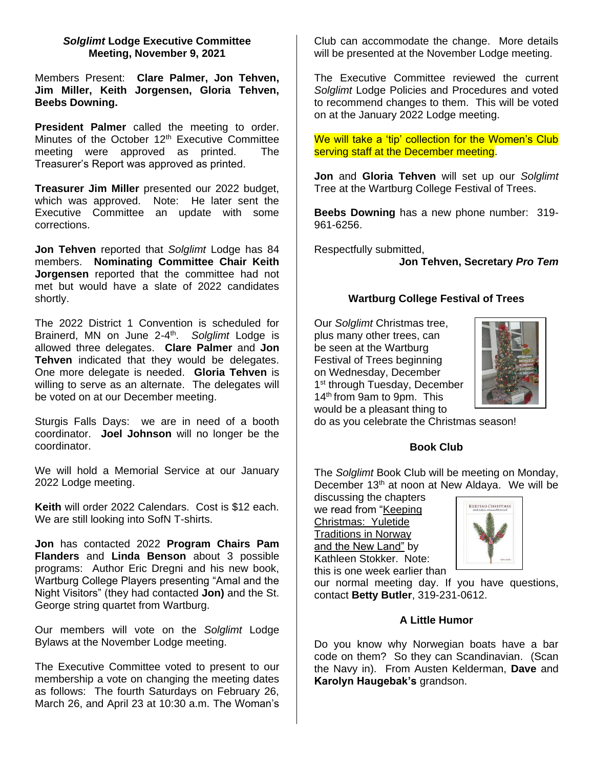### *Solglimt* Lodge Executive Committee Meeting, November 9, 2021

Members Present: **Clare Palmer, Jon Tehven, Jim Miller, Keith Jorgensen, Gloria Tehven, Beebs Downing.**

**President Palmer** called the meeting to order. Minutes of the October 12th Executive Committee meeting were approved as printed. The Treasurer's Report was approved as printed.

**Treasurer Jim Miller** presented our 2022 budget, which was approved. Note: He later sent the Executive Committee an update with some corrections.

**Jon Tehven** reported that *Solglimt* Lodge has 84 members. **Nominating Committee Chair Keith Jorgensen** reported that the committee had not met but would have a slate of 2022 candidates shortly.

The 2022 District 1 Convention is scheduled for Brainerd, MN on June 2-4th. *Solglimt* Lodge is allowed three delegates. **Clare Palmer** and **Jon Tehven** indicated that they would be delegates. One more delegate is needed. **Gloria Tehven** is willing to serve as an alternate. The delegates will be voted on at our December meeting.

Sturgis Falls Days: we are in need of a booth coordinator. **Joel Johnson** will no longer be the coordinator.

We will hold a Memorial Service at our January 2022 Lodge meeting.

**Keith** will order 2022 Calendars. Cost is $12 each. We are still looking into SofN T-shirts.

**Jon** has contacted 2022 **Program Chairs Pam Flanders** and **Linda Benson** about 3 possible programs: Author Eric Dregni and his new book, Wartburg College Players presenting "Amal and the Night Visitors" (they had contacted **Jon)** and the St. George string quartet from Wartburg.

Our members will vote on the *Solglimt* Lodge Bylaws at the November Lodge meeting.

The Executive Committee voted to present to our membership a vote on changing the meeting dates as follows: The fourth Saturdays on February 26, March 26, and April 23 at 10:30 a.m. The Woman's Club can accommodate the change. More details will be presented at the November Lodge meeting.

The Executive Committee reviewed the current *Solglimt* Lodge Policies and Procedures and voted to recommend changes to them. This will be voted on at the January 2022 Lodge meeting.

We will take a 'tip' collection for the Women's Club serving staff at the December meeting.

**Jon** and **Gloria Tehven** will set up our *Solglimt* Tree at the Wartburg College Festival of Trees.

**Beebs Downing** has a new phone number: 319-961-6256.

Respectfully submitted,
**Jon Tehven, Secretary *Pro Tem***

### Wartburg College Festival of Trees

Our *Solglimt* Christmas tree, plus many other trees, can be seen at the Wartburg Festival of Trees beginning on Wednesday, December 1st through Tuesday, December 14th from 9am to 9pm. This would be a pleasant thing to do as you celebrate the Christmas season!

### Book Club

The *Solglimt* Book Club will be meeting on Monday, December 13th at noon at New Aldaya. We will be discussing the chapters we read from "Keeping Christmas: Yuletide Traditions in Norway and the New Land" by Kathleen Stokker. Note: this is one week earlier than our normal meeting day. If you have questions, contact **Betty Butler**, 319-231-0612.

### A Little Humor

Do you know why Norwegian boats have a bar code on them? So they can Scandinavian. (Scan the Navy in). From Austen Kelderman, **Dave** and **Karolyn Haugebak's** grandson.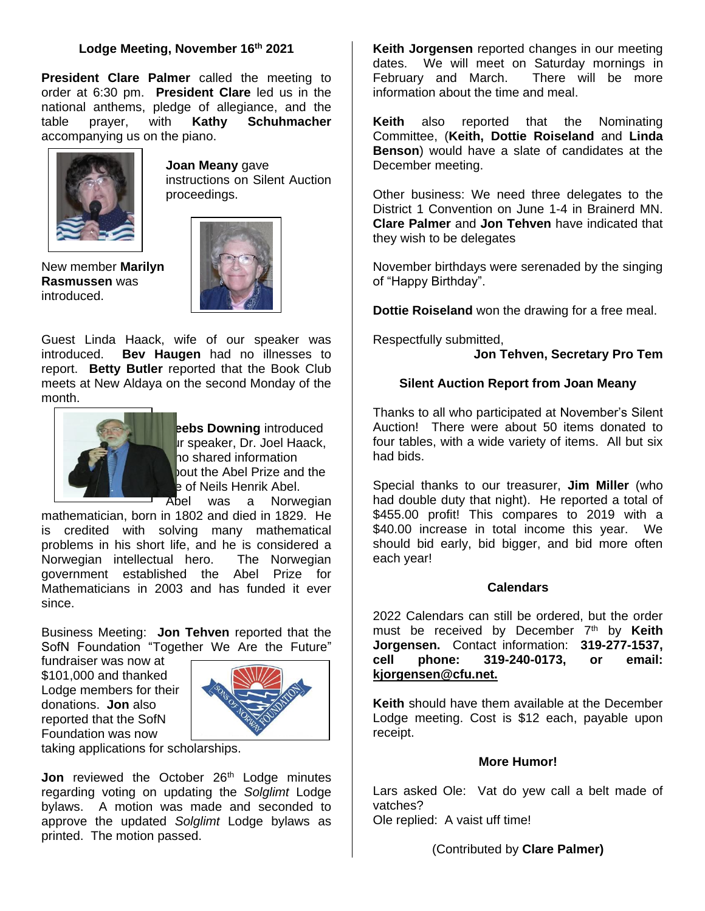### Lodge Meeting, November 16th 2021

**President Clare Palmer** called the meeting to order at 6:30 pm. **President Clare** led us in the national anthems, pledge of allegiance, and the table prayer, with **Kathy Schuhmacher** accompanying us on the piano.

**Joan Meany** gave instructions on Silent Auction proceedings.

New member **Marilyn Rasmussen** was introduced.

Guest Linda Haack, wife of our speaker was introduced. **Bev Haugen** had no illnesses to report. **Betty Butler** reported that the Book Club meets at New Aldaya on the second Monday of the month.

**Beebs Downing** introduced our speaker, Dr. Joel Haack, who shared information about the Abel Prize and the life of Neils Henrik Abel. Abel was a Norwegian mathematician, born in 1802 and died in 1829. He is credited with solving many mathematical problems in his short life, and he is considered a Norwegian intellectual hero. The Norwegian government established the Abel Prize for Mathematicians in 2003 and has funded it ever since.

Business Meeting: **Jon Tehven** reported that the SofN Foundation "Together We Are the Future" fundraiser was now at $101,000 and thanked Lodge members for their donations. **Jon** also reported that the SofN Foundation was now taking applications for scholarships.

**Jon** reviewed the October 26th Lodge minutes regarding voting on updating the *Solglimt* Lodge bylaws. A motion was made and seconded to approve the updated *Solglimt* Lodge bylaws as printed. The motion passed.

**Keith Jorgensen** reported changes in our meeting dates. We will meet on Saturday mornings in February and March. There will be more information about the time and meal.

**Keith** also reported that the Nominating Committee, (**Keith, Dottie Roiseland** and **Linda Benson**) would have a slate of candidates at the December meeting.

Other business: We need three delegates to the District 1 Convention on June 1-4 in Brainerd MN. **Clare Palmer** and **Jon Tehven** have indicated that they wish to be delegates

November birthdays were serenaded by the singing of "Happy Birthday".

**Dottie Roiseland** won the drawing for a free meal.

Respectfully submitted,
**Jon Tehven, Secretary Pro Tem**

### Silent Auction Report from Joan Meany

Thanks to all who participated at November's Silent Auction! There were about 50 items donated to four tables, with a wide variety of items. All but six had bids.

Special thanks to our treasurer, **Jim Miller** (who had double duty that night). He reported a total of $455.00 profit! This compares to 2019 with a $40.00 increase in total income this year. We should bid early, bid bigger, and bid more often each year!

### Calendars

2022 Calendars can still be ordered, but the order must be received by December 7th by **Keith Jorgensen.** Contact information: **319-277-1537, cell phone: 319-240-0173, or email: kjorgensen@cfu.net.**

**Keith** should have them available at the December Lodge meeting. Cost is $12 each, payable upon receipt.

### More Humor!

Lars asked Ole: Vat do yew call a belt made of vatches?
Ole replied: A vaist uff time!

(Contributed by **Clare Palmer)**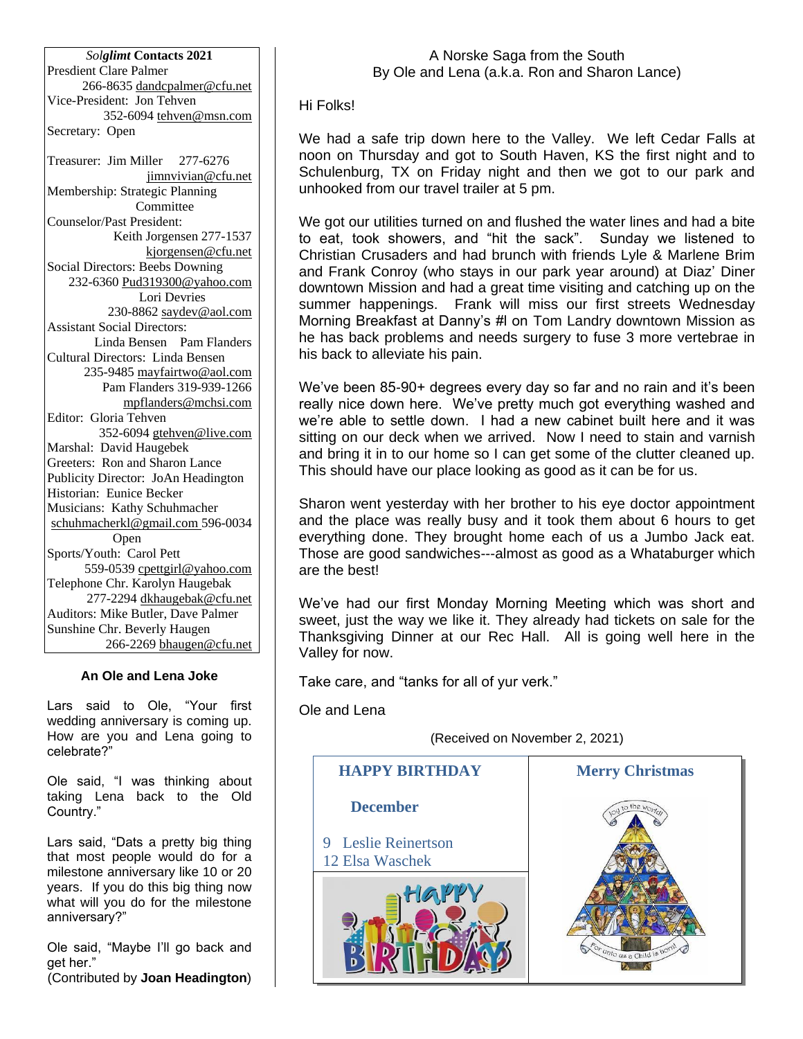***Solglimt* Contacts 2021**

Presdient Clare Palmer
266-8635 dandcpalmer@cfu.net

Vice-President: Jon Tehven
352-6094 tehven@msn.com

Secretary: Open

Treasurer: Jim Miller 277-6276
jimnvivian@cfu.net

Membership: Strategic Planning Committee

Counselor/Past President:
Keith Jorgensen 277-1537
kjorgensen@cfu.net

Social Directors: Beebs Downing
232-6360 Pud319300@yahoo.com
Lori Devries
230-8862 saydev@aol.com

Assistant Social Directors:
Linda Bensen Pam Flanders

Cultural Directors: Linda Bensen
235-9485 mayfairtwo@aol.com
Pam Flanders 319-939-1266
mpflanders@mchsi.com

Editor: Gloria Tehven
352-6094 gtehven@live.com

Marshal: David Haugebek

Greeters: Ron and Sharon Lance

Publicity Director: JoAn Headington

Historian: Eunice Becker

Musicians: Kathy Schuhmacher
schuhmacherkl@gmail.com 596-0034
Open

Sports/Youth: Carol Pett
559-0539 cpettgirl@yahoo.com

Telephone Chr. Karolyn Haugebak
277-2294 dkhaugebak@cfu.net

Auditors: Mike Butler, Dave Palmer

Sunshine Chr. Beverly Haugen
266-2269 bhaugen@cfu.net

### An Ole and Lena Joke

Lars said to Ole, "Your first wedding anniversary is coming up. How are you and Lena going to celebrate?"

Ole said, "I was thinking about taking Lena back to the Old Country."

Lars said, "Dats a pretty big thing that most people would do for a milestone anniversary like 10 or 20 years. If you do this big thing now what will you do for the milestone anniversary?"

Ole said, "Maybe I'll go back and get her."
(Contributed by **Joan Headington**)

## A Norske Saga from the South
By Ole and Lena (a.k.a. Ron and Sharon Lance)

Hi Folks!

We had a safe trip down here to the Valley. We left Cedar Falls at noon on Thursday and got to South Haven, KS the first night and to Schulenburg, TX on Friday night and then we got to our park and unhooked from our travel trailer at 5 pm.

We got our utilities turned on and flushed the water lines and had a bite to eat, took showers, and "hit the sack". Sunday we listened to Christian Crusaders and had brunch with friends Lyle & Marlene Brim and Frank Conroy (who stays in our park year around) at Diaz' Diner downtown Mission and had a great time visiting and catching up on the summer happenings. Frank will miss our first streets Wednesday Morning Breakfast at Danny's #I on Tom Landry downtown Mission as he has back problems and needs surgery to fuse 3 more vertebrae in his back to alleviate his pain.

We've been 85-90+ degrees every day so far and no rain and it's been really nice down here. We've pretty much got everything washed and we're able to settle down. I had a new cabinet built here and it was sitting on our deck when we arrived. Now I need to stain and varnish and bring it in to our home so I can get some of the clutter cleaned up. This should have our place looking as good as it can be for us.

Sharon went yesterday with her brother to his eye doctor appointment and the place was really busy and it took them about 6 hours to get everything done. They brought home each of us a Jumbo Jack eat. Those are good sandwiches---almost as good as a Whataburger which are the best!

We've had our first Monday Morning Meeting which was short and sweet, just the way we like it. They already had tickets on sale for the Thanksgiving Dinner at our Rec Hall. All is going well here in the Valley for now.

Take care, and "tanks for all of yur verk."

Ole and Lena

(Received on November 2, 2021)

**HAPPY BIRTHDAY**

**December**

9 Leslie Reinertson
12 Elsa Waschek

**Merry Christmas**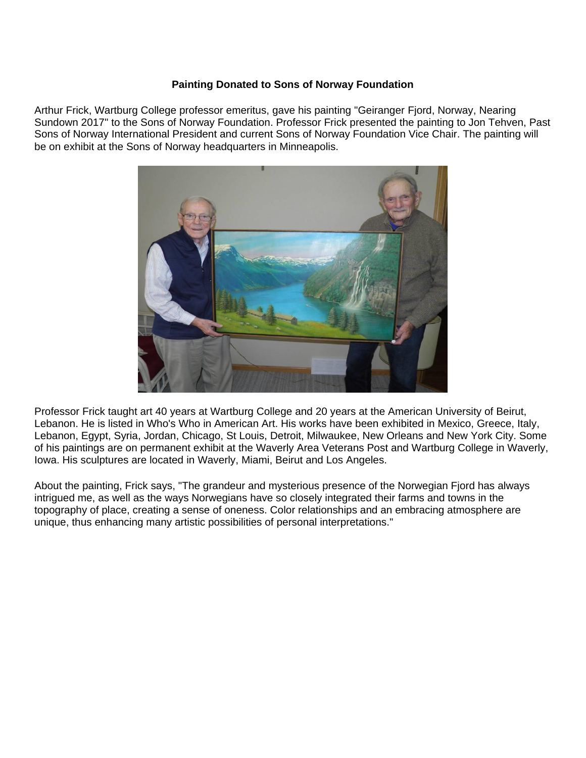**Painting Donated to Sons of Norway Foundation**

Arthur Frick, Wartburg College professor emeritus, gave his painting "Geiranger Fjord, Norway, Nearing Sundown 2017" to the Sons of Norway Foundation. Professor Frick presented the painting to Jon Tehven, Past Sons of Norway International President and current Sons of Norway Foundation Vice Chair. The painting will be on exhibit at the Sons of Norway headquarters in Minneapolis.

Professor Frick taught art 40 years at Wartburg College and 20 years at the American University of Beirut, Lebanon. He is listed in Who's Who in American Art. His works have been exhibited in Mexico, Greece, Italy, Lebanon, Egypt, Syria, Jordan, Chicago, St Louis, Detroit, Milwaukee, New Orleans and New York City. Some of his paintings are on permanent exhibit at the Waverly Area Veterans Post and Wartburg College in Waverly, Iowa. His sculptures are located in Waverly, Miami, Beirut and Los Angeles.

About the painting, Frick says, "The grandeur and mysterious presence of the Norwegian Fjord has always intrigued me, as well as the ways Norwegians have so closely integrated their farms and towns in the topography of place, creating a sense of oneness. Color relationships and an embracing atmosphere are unique, thus enhancing many artistic possibilities of personal interpretations."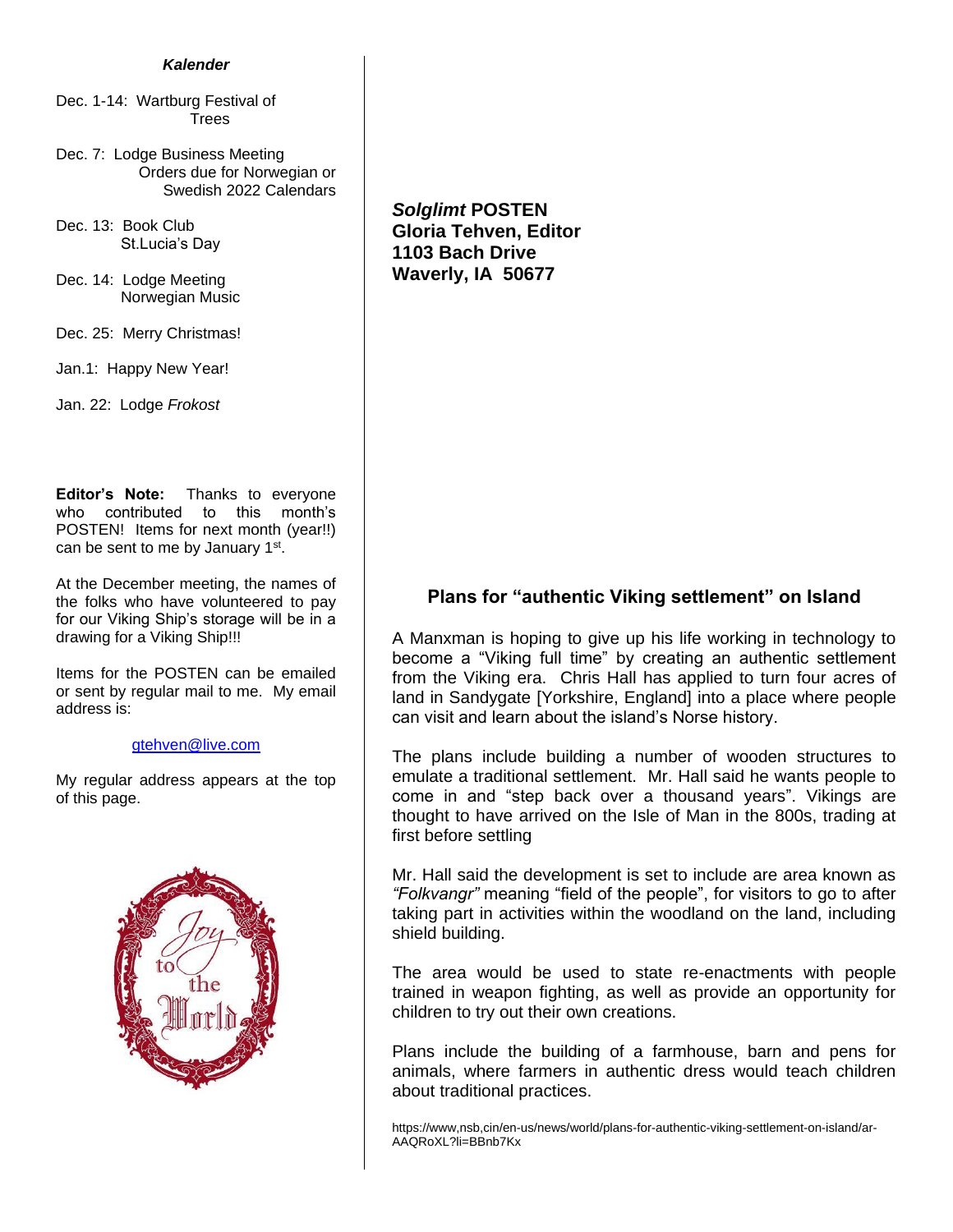***Kalender***

Dec. 1-14: Wartburg Festival of Trees

Dec. 7: Lodge Business Meeting
Orders due for Norwegian or Swedish 2022 Calendars

Dec. 13: Book Club
St.Lucia's Day

Dec. 14: Lodge Meeting
Norwegian Music

Dec. 25: Merry Christmas!

Jan.1: Happy New Year!

Jan. 22: Lodge *Frokost*

**Editor's Note:** Thanks to everyone who contributed to this month's POSTEN! Items for next month (year!!) can be sent to me by January 1st.

At the December meeting, the names of the folks who have volunteered to pay for our Viking Ship's storage will be in a drawing for a Viking Ship!!!

Items for the POSTEN can be emailed or sent by regular mail to me. My email address is:

gtehven@live.com

My regular address appears at the top of this page.

***Solglimt* POSTEN**
**Gloria Tehven, Editor**
**1103 Bach Drive**
**Waverly, IA 50677**

### Plans for "authentic Viking settlement" on Island

A Manxman is hoping to give up his life working in technology to become a "Viking full time" by creating an authentic settlement from the Viking era. Chris Hall has applied to turn four acres of land in Sandygate [Yorkshire, England] into a place where people can visit and learn about the island's Norse history.

The plans include building a number of wooden structures to emulate a traditional settlement. Mr. Hall said he wants people to come in and "step back over a thousand years". Vikings are thought to have arrived on the Isle of Man in the 800s, trading at first before settling

Mr. Hall said the development is set to include are area known as *"Folkvangr"* meaning "field of the people", for visitors to go to after taking part in activities within the woodland on the land, including shield building.

The area would be used to state re-enactments with people trained in weapon fighting, as well as provide an opportunity for children to try out their own creations.

Plans include the building of a farmhouse, barn and pens for animals, where farmers in authentic dress would teach children about traditional practices.

https://www,nsb,cin/en-us/news/world/plans-for-authentic-viking-settlement-on-island/ar-AAQRoXL?li=BBnb7Kx